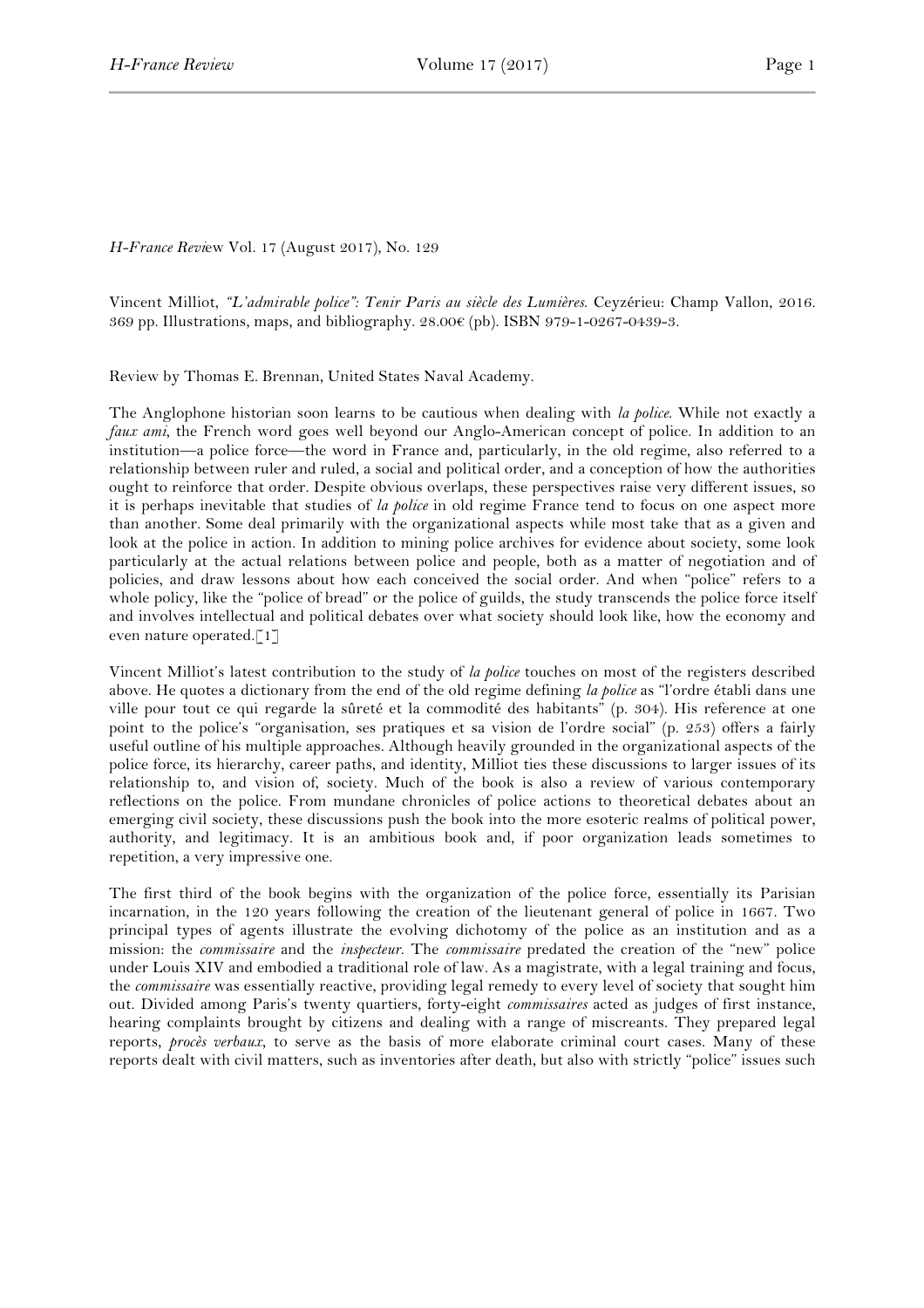*H-France Review* Vol. 17 (August 2017), No. 129

Vincent Milliot, *"L'admirable police": Tenir Paris au siècle des Lumières*. Ceyzérieu: Champ Vallon, 2016. 369 pp. Illustrations, maps, and bibliography. 28.00€ (pb). ISBN 979-1-0267-0439-3.

Review by Thomas E. Brennan, United States Naval Academy.

The Anglophone historian soon learns to be cautious when dealing with *la police*. While not exactly a *faux ami*, the French word goes well beyond our Anglo-American concept of police. In addition to an institution—a police force—the word in France and, particularly, in the old regime, also referred to a relationship between ruler and ruled, a social and political order, and a conception of how the authorities ought to reinforce that order. Despite obvious overlaps, these perspectives raise very different issues, so it is perhaps inevitable that studies of *la police* in old regime France tend to focus on one aspect more than another. Some deal primarily with the organizational aspects while most take that as a given and look at the police in action. In addition to mining police archives for evidence about society, some look particularly at the actual relations between police and people, both as a matter of negotiation and of policies, and draw lessons about how each conceived the social order. And when "police" refers to a whole policy, like the "police of bread" or the police of guilds, the study transcends the police force itself and involves intellectual and political debates over what society should look like, how the economy and even nature operated.[1]

Vincent Milliot's latest contribution to the study of *la police* touches on most of the registers described above. He quotes a dictionary from the end of the old regime defining *la police* as "l'ordre établi dans une ville pour tout ce qui regarde la sûreté et la commodité des habitants" (p. 304). His reference at one point to the police's "organisation, ses pratiques et sa vision de l'ordre social" (p. 253) offers a fairly useful outline of his multiple approaches. Although heavily grounded in the organizational aspects of the police force, its hierarchy, career paths, and identity, Milliot ties these discussions to larger issues of its relationship to, and vision of, society. Much of the book is also a review of various contemporary reflections on the police. From mundane chronicles of police actions to theoretical debates about an emerging civil society, these discussions push the book into the more esoteric realms of political power, authority, and legitimacy. It is an ambitious book and, if poor organization leads sometimes to repetition, a very impressive one.

The first third of the book begins with the organization of the police force, essentially its Parisian incarnation, in the 120 years following the creation of the lieutenant general of police in 1667. Two principal types of agents illustrate the evolving dichotomy of the police as an institution and as a mission: the *commissaire* and the *inspecteur*. The *commissaire* predated the creation of the "new" police under Louis XIV and embodied a traditional role of law. As a magistrate, with a legal training and focus, the *commissaire* was essentially reactive, providing legal remedy to every level of society that sought him out. Divided among Paris's twenty quartiers, forty-eight *commissaires* acted as judges of first instance, hearing complaints brought by citizens and dealing with a range of miscreants. They prepared legal reports, *procès verbaux*, to serve as the basis of more elaborate criminal court cases. Many of these reports dealt with civil matters, such as inventories after death, but also with strictly "police" issues such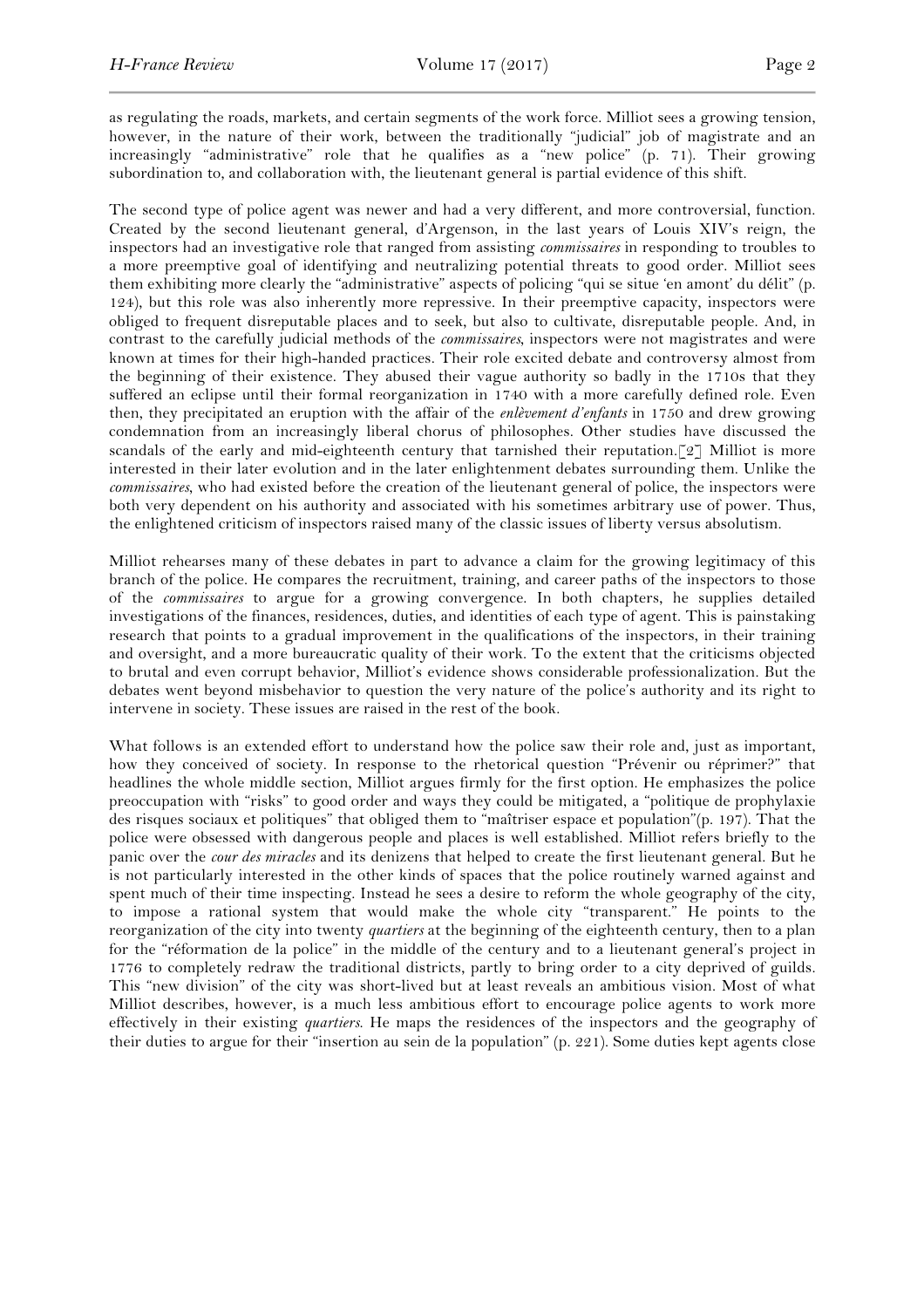as regulating the roads, markets, and certain segments of the work force. Milliot sees a growing tension, however, in the nature of their work, between the traditionally "judicial" job of magistrate and an increasingly "administrative" role that he qualifies as a "new police" (p. 71). Their growing subordination to, and collaboration with, the lieutenant general is partial evidence of this shift.

The second type of police agent was newer and had a very different, and more controversial, function. Created by the second lieutenant general, d'Argenson, in the last years of Louis XIV's reign, the inspectors had an investigative role that ranged from assisting *commissaires* in responding to troubles to a more preemptive goal of identifying and neutralizing potential threats to good order. Milliot sees them exhibiting more clearly the "administrative" aspects of policing "qui se situe 'en amont' du délit" (p. 124), but this role was also inherently more repressive. In their preemptive capacity, inspectors were obliged to frequent disreputable places and to seek, but also to cultivate, disreputable people. And, in contrast to the carefully judicial methods of the *commissaires*, inspectors were not magistrates and were known at times for their high-handed practices. Their role excited debate and controversy almost from the beginning of their existence. They abused their vague authority so badly in the 1710s that they suffered an eclipse until their formal reorganization in 1740 with a more carefully defined role. Even then, they precipitated an eruption with the affair of the *enlèvement d'enfants* in 1750 and drew growing condemnation from an increasingly liberal chorus of philosophes. Other studies have discussed the scandals of the early and mid-eighteenth century that tarnished their reputation.[2] Milliot is more interested in their later evolution and in the later enlightenment debates surrounding them. Unlike the *commissaires*, who had existed before the creation of the lieutenant general of police, the inspectors were both very dependent on his authority and associated with his sometimes arbitrary use of power. Thus, the enlightened criticism of inspectors raised many of the classic issues of liberty versus absolutism.

Milliot rehearses many of these debates in part to advance a claim for the growing legitimacy of this branch of the police. He compares the recruitment, training, and career paths of the inspectors to those of the *commissaires* to argue for a growing convergence. In both chapters, he supplies detailed investigations of the finances, residences, duties, and identities of each type of agent. This is painstaking research that points to a gradual improvement in the qualifications of the inspectors, in their training and oversight, and a more bureaucratic quality of their work. To the extent that the criticisms objected to brutal and even corrupt behavior, Milliot's evidence shows considerable professionalization. But the debates went beyond misbehavior to question the very nature of the police's authority and its right to intervene in society. These issues are raised in the rest of the book.

What follows is an extended effort to understand how the police saw their role and, just as important, how they conceived of society. In response to the rhetorical question "Prévenir ou réprimer?" that headlines the whole middle section, Milliot argues firmly for the first option. He emphasizes the police preoccupation with "risks" to good order and ways they could be mitigated, a "politique de prophylaxie des risques sociaux et politiques" that obliged them to "maîtriser espace et population"(p. 197). That the police were obsessed with dangerous people and places is well established. Milliot refers briefly to the panic over the *cour des miracles* and its denizens that helped to create the first lieutenant general. But he is not particularly interested in the other kinds of spaces that the police routinely warned against and spent much of their time inspecting. Instead he sees a desire to reform the whole geography of the city, to impose a rational system that would make the whole city "transparent." He points to the reorganization of the city into twenty *quartiers* at the beginning of the eighteenth century, then to a plan for the "réformation de la police" in the middle of the century and to a lieutenant general's project in 1776 to completely redraw the traditional districts, partly to bring order to a city deprived of guilds. This "new division" of the city was short-lived but at least reveals an ambitious vision. Most of what Milliot describes, however, is a much less ambitious effort to encourage police agents to work more effectively in their existing *quartiers.* He maps the residences of the inspectors and the geography of their duties to argue for their "insertion au sein de la population" (p. 221). Some duties kept agents close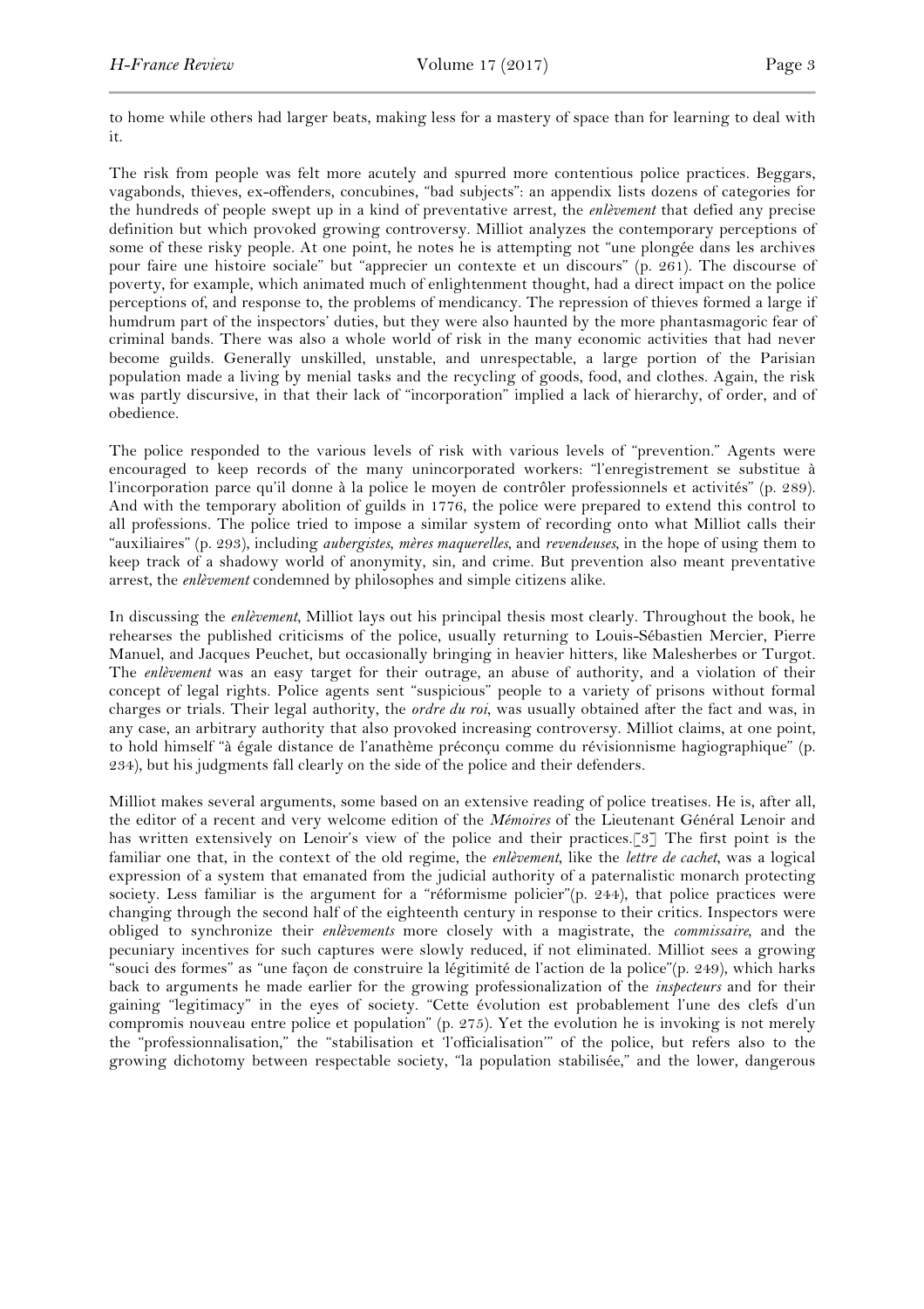to home while others had larger beats, making less for a mastery of space than for learning to deal with it.

The risk from people was felt more acutely and spurred more contentious police practices. Beggars, vagabonds, thieves, ex-offenders, concubines, "bad subjects": an appendix lists dozens of categories for the hundreds of people swept up in a kind of preventative arrest, the *enlèvement* that defied any precise definition but which provoked growing controversy. Milliot analyzes the contemporary perceptions of some of these risky people. At one point, he notes he is attempting not "une plongée dans les archives pour faire une histoire sociale" but "apprecier un contexte et un discours" (p. 261). The discourse of poverty, for example, which animated much of enlightenment thought, had a direct impact on the police perceptions of, and response to, the problems of mendicancy. The repression of thieves formed a large if humdrum part of the inspectors' duties, but they were also haunted by the more phantasmagoric fear of criminal bands. There was also a whole world of risk in the many economic activities that had never become guilds. Generally unskilled, unstable, and unrespectable, a large portion of the Parisian population made a living by menial tasks and the recycling of goods, food, and clothes. Again, the risk was partly discursive, in that their lack of "incorporation" implied a lack of hierarchy, of order, and of obedience.

The police responded to the various levels of risk with various levels of "prevention." Agents were encouraged to keep records of the many unincorporated workers: "l'enregistrement se substitue à l'incorporation parce qu'il donne à la police le moyen de contrôler professionnels et activités" (p. 289). And with the temporary abolition of guilds in 1776, the police were prepared to extend this control to all professions. The police tried to impose a similar system of recording onto what Milliot calls their "auxiliaires" (p. 293), including *aubergistes*, *mères maquerelles*, and *revendeuses*, in the hope of using them to keep track of a shadowy world of anonymity, sin, and crime. But prevention also meant preventative arrest, the *enlèvement* condemned by philosophes and simple citizens alike.

In discussing the *enlèvement*, Milliot lays out his principal thesis most clearly. Throughout the book, he rehearses the published criticisms of the police, usually returning to Louis-Sébastien Mercier, Pierre Manuel, and Jacques Peuchet, but occasionally bringing in heavier hitters, like Malesherbes or Turgot. The *enlèvement* was an easy target for their outrage, an abuse of authority, and a violation of their concept of legal rights. Police agents sent "suspicious" people to a variety of prisons without formal charges or trials. Their legal authority, the *ordre du roi*, was usually obtained after the fact and was, in any case, an arbitrary authority that also provoked increasing controversy. Milliot claims, at one point, to hold himself "à égale distance de l'anathème préconçu comme du révisionnisme hagiographique" (p. 234), but his judgments fall clearly on the side of the police and their defenders.

Milliot makes several arguments, some based on an extensive reading of police treatises. He is, after all, the editor of a recent and very welcome edition of the *Mémoires* of the Lieutenant Général Lenoir and has written extensively on Lenoir's view of the police and their practices.[3] The first point is the familiar one that, in the context of the old regime, the *enlèvement*, like the *lettre de cachet*, was a logical expression of a system that emanated from the judicial authority of a paternalistic monarch protecting society. Less familiar is the argument for a "réformisme policier"(p. 244), that police practices were changing through the second half of the eighteenth century in response to their critics. Inspectors were obliged to synchronize their *enlèvements* more closely with a magistrate, the *commissaire*, and the pecuniary incentives for such captures were slowly reduced, if not eliminated. Milliot sees a growing "souci des formes" as "une façon de construire la légitimité de l'action de la police"(p. 249), which harks back to arguments he made earlier for the growing professionalization of the *inspecteurs* and for their gaining "legitimacy" in the eyes of society. "Cette évolution est probablement l'une des clefs d'un compromis nouveau entre police et population" (p. 275). Yet the evolution he is invoking is not merely the "professionnalisation," the "stabilisation et 'l'officialisation'" of the police, but refers also to the growing dichotomy between respectable society, "la population stabilisée," and the lower, dangerous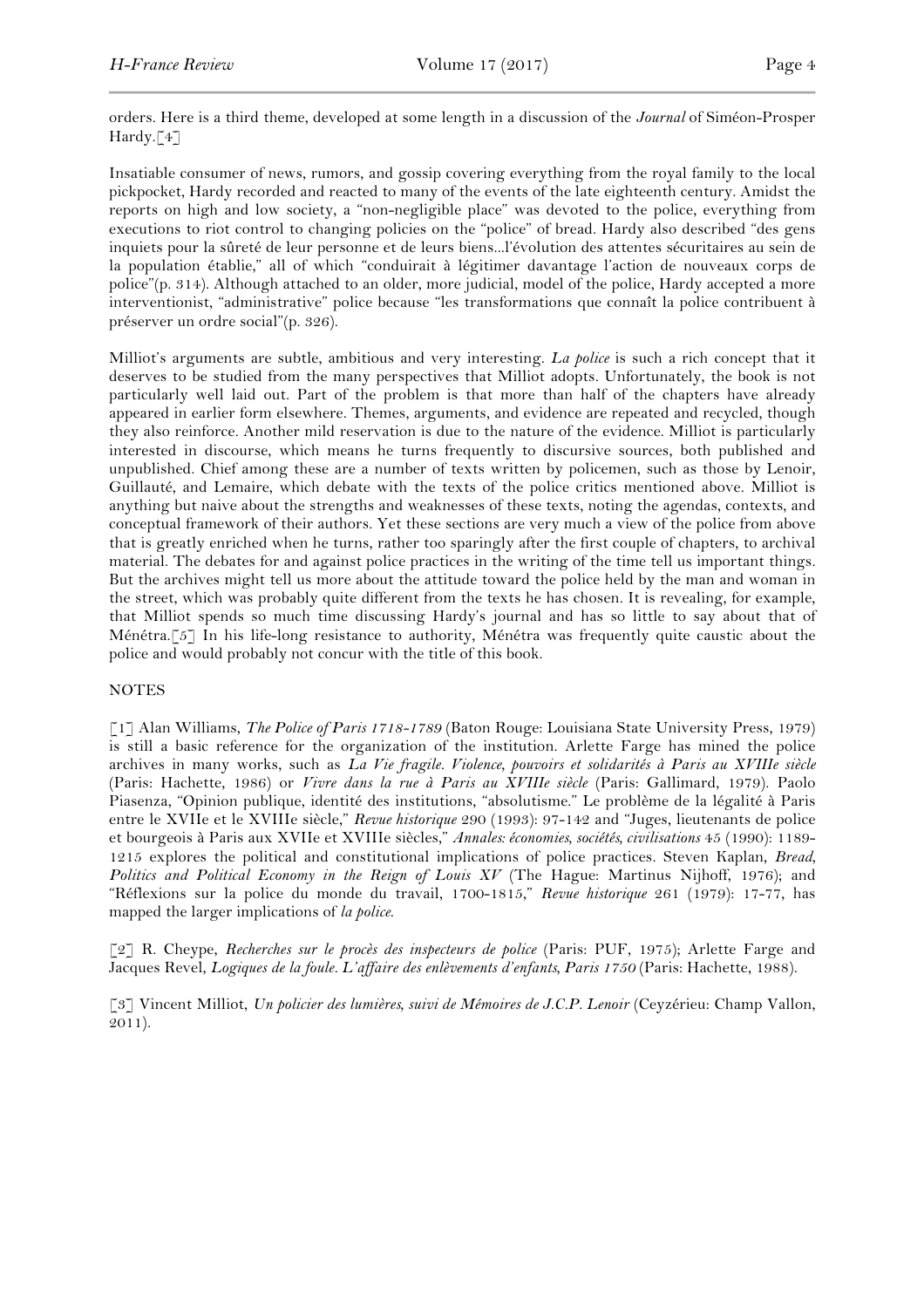orders. Here is a third theme, developed at some length in a discussion of the *Journal* of Siméon-Prosper Hardy.[4]

Insatiable consumer of news, rumors, and gossip covering everything from the royal family to the local pickpocket, Hardy recorded and reacted to many of the events of the late eighteenth century. Amidst the reports on high and low society, a "non-negligible place" was devoted to the police, everything from executions to riot control to changing policies on the "police" of bread. Hardy also described "des gens inquiets pour la sûreté de leur personne et de leurs biens…l'évolution des attentes sécuritaires au sein de la population établie," all of which "conduirait à légitimer davantage l'action de nouveaux corps de police"(p. 314). Although attached to an older, more judicial, model of the police, Hardy accepted a more interventionist, "administrative" police because "les transformations que connaît la police contribuent à préserver un ordre social"(p. 326).

Milliot's arguments are subtle, ambitious and very interesting. *La police* is such a rich concept that it deserves to be studied from the many perspectives that Milliot adopts. Unfortunately, the book is not particularly well laid out. Part of the problem is that more than half of the chapters have already appeared in earlier form elsewhere. Themes, arguments, and evidence are repeated and recycled, though they also reinforce. Another mild reservation is due to the nature of the evidence. Milliot is particularly interested in discourse, which means he turns frequently to discursive sources, both published and unpublished. Chief among these are a number of texts written by policemen, such as those by Lenoir, Guillauté, and Lemaire, which debate with the texts of the police critics mentioned above. Milliot is anything but naive about the strengths and weaknesses of these texts, noting the agendas, contexts, and conceptual framework of their authors. Yet these sections are very much a view of the police from above that is greatly enriched when he turns, rather too sparingly after the first couple of chapters, to archival material. The debates for and against police practices in the writing of the time tell us important things. But the archives might tell us more about the attitude toward the police held by the man and woman in the street, which was probably quite different from the texts he has chosen. It is revealing, for example, that Milliot spends so much time discussing Hardy's journal and has so little to say about that of Ménétra.[5] In his life-long resistance to authority, Ménétra was frequently quite caustic about the police and would probably not concur with the title of this book.

NOTES

[1] Alan Williams, *The Police of Paris 1718-1789* (Baton Rouge: Louisiana State University Press, 1979) is still a basic reference for the organization of the institution. Arlette Farge has mined the police archives in many works, such as *La Vie fragile. Violence, pouvoirs et solidarités à Paris au XVIIIe siècle* (Paris: Hachette, 1986) or *Vivre dans la rue à Paris au XVIIIe siècle* (Paris: Gallimard, 1979). Paolo Piasenza, "Opinion publique, identité des institutions, "absolutisme." Le problème de la légalité à Paris entre le XVIIe et le XVIIIe siècle," *Revue historique* 290 (1993): 97-142 and "Juges, lieutenants de police et bourgeois à Paris aux XVIIe et XVIIIe siècles," *Annales: économies, sociétés, civilisations* 45 (1990): 1189-1215 explores the political and constitutional implications of police practices. Steven Kaplan, *Bread, Politics and Political Economy in the Reign of Louis XV* (The Hague: Martinus Nijhoff, 1976); and "Réflexions sur la police du monde du travail, 1700-1815," *Revue historique* 261 (1979): 17-77, has mapped the larger implications of *la police*.

[2] R. Cheype, *Recherches sur le procès des inspecteurs de police* (Paris: PUF, 1975); Arlette Farge and Jacques Revel, *Logiques de la foule. L'affaire des enlèvements d'enfants, Paris 1750* (Paris: Hachette, 1988).

[3] Vincent Milliot, *Un policier des lumières, suivi de Mémoires de J.C.P. Lenoir* (Ceyzérieu: Champ Vallon, 2011).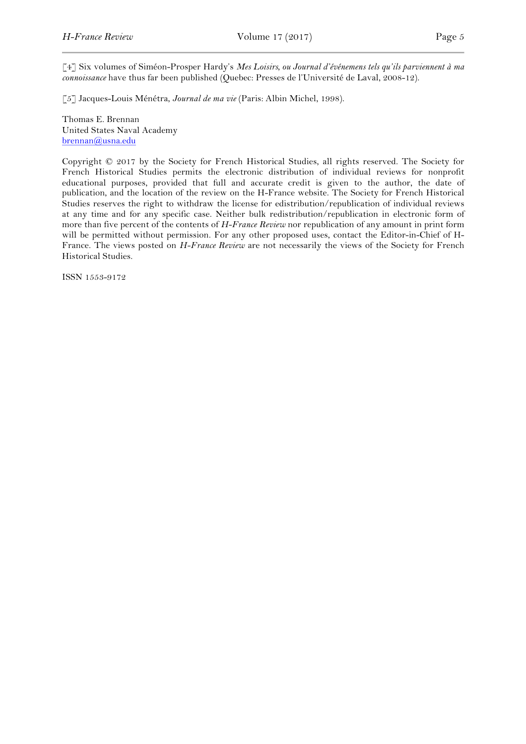[4] Six volumes of Siméon-Prosper Hardy's *Mes Loisirs, ou Journal d'événemens tels qu'ils parviennent à ma connoissance* have thus far been published (Quebec: Presses de l'Université de Laval, 2008-12).

[5] Jacques-Louis Ménétra, *Journal de ma vie* (Paris: Albin Michel, 1998).

Thomas E. Brennan
United States Naval Academy
brennan@usna.edu

Copyright © 2017 by the Society for French Historical Studies, all rights reserved. The Society for French Historical Studies permits the electronic distribution of individual reviews for nonprofit educational purposes, provided that full and accurate credit is given to the author, the date of publication, and the location of the review on the H-France website. The Society for French Historical Studies reserves the right to withdraw the license for edistribution/republication of individual reviews at any time and for any specific case. Neither bulk redistribution/republication in electronic form of more than five percent of the contents of *H-France Review* nor republication of any amount in print form will be permitted without permission. For any other proposed uses, contact the Editor-in-Chief of H-France. The views posted on *H-France Review* are not necessarily the views of the Society for French Historical Studies.

ISSN 1553-9172